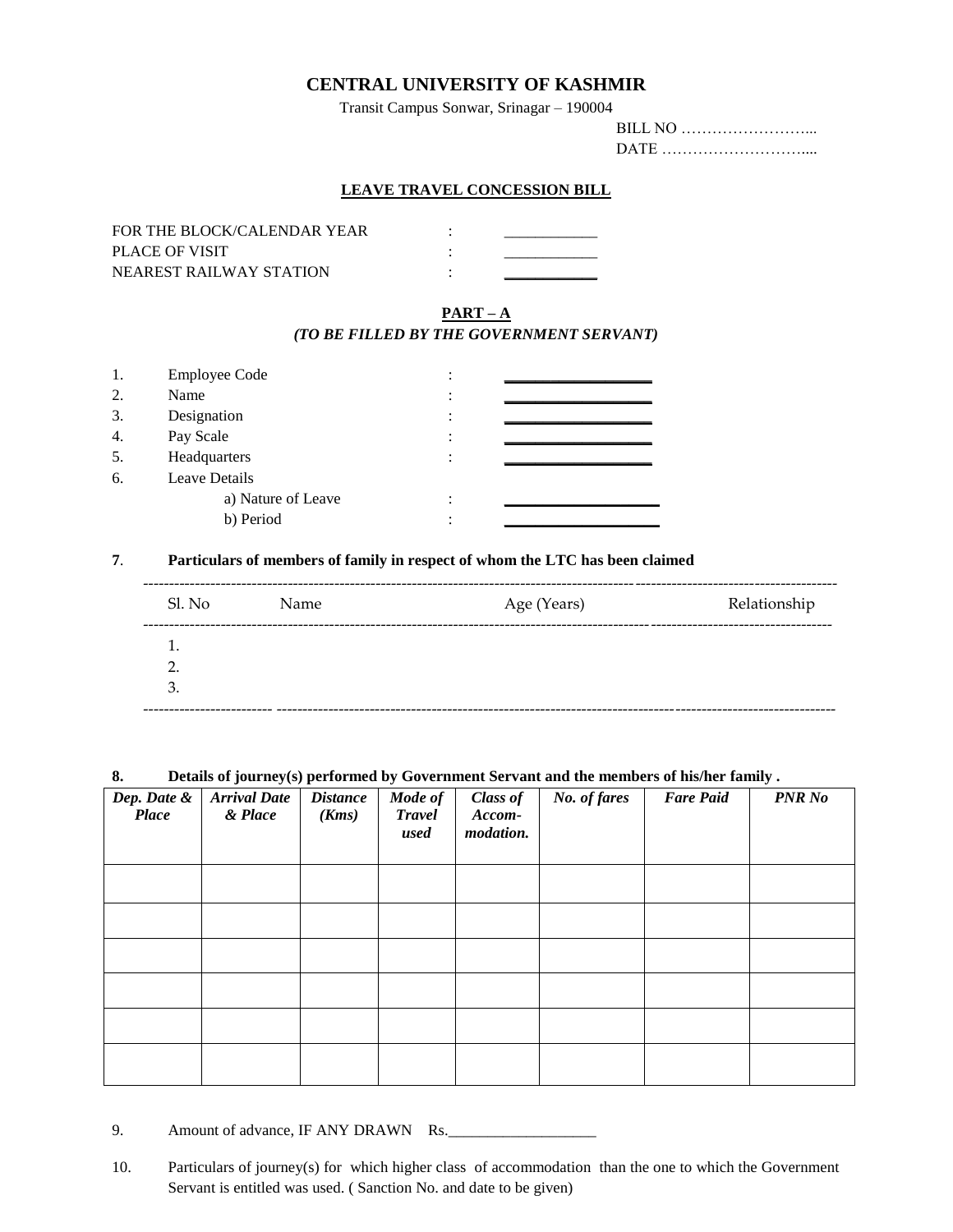# CENTRAL UNIVERSITY OF KASHMIR

Transit Campus Sonwar, Srinagar – 190004

BILL NO ……………………...

DATE ………………………....

## LEAVE TRAVEL CONCESSION BILL

FOR THE BLOCK/CALENDAR YEAR : ___________

PLACE OF VISIT : ___________

NEAREST RAILWAY STATION : ___________

### PART – A

***(TO BE FILLED BY THE GOVERNMENT SERVANT)***

1. Employee Code : ___________________
2. Name : ___________________
3. Designation : ___________________
4. Pay Scale : ___________________
5. Headquarters : ___________________
6. Leave Details
   a) Nature of Leave : ___________________
   b) Period : ___________________

**7. Particulars of members of family in respect of whom the LTC has been claimed**

| Sl. No | Name | Age (Years) | Relationship |
|---|---|---|---|
| 1. | | | |
| 2. | | | |
| 3. | | | |

**8. Details of journey(s) performed by Government Servant and the members of his/her family .**

| *Dep. Date & Place* | *Arrival Date & Place* | *Distance (Kms)* | *Mode of Travel used* | *Class of Accom-modation.* | *No. of fares* | *Fare Paid* | *PNR No* |
|---|---|---|---|---|---|---|---|
| | | | | | | | |
| | | | | | | | |
| | | | | | | | |
| | | | | | | | |
| | | | | | | | |
| | | | | | | | |

9. Amount of advance, IF ANY DRAWN Rs.___________________

10. Particulars of journey(s) for which higher class of accommodation than the one to which the Government Servant is entitled was used. ( Sanction No. and date to be given)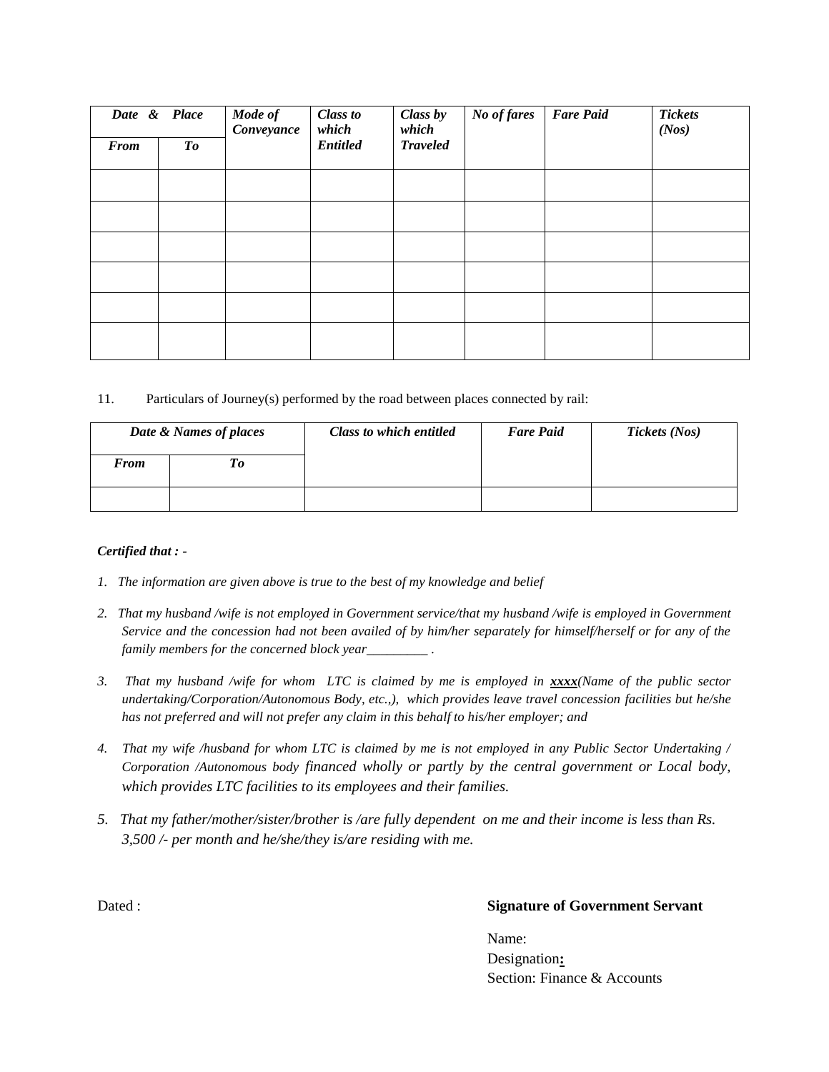| *Date & Place* | | *Mode of Conveyance* | *Class to which Entitled* | *Class by which Traveled* | *No of fares* | *Fare Paid* | *Tickets (Nos)* |
|---|---|---|---|---|---|---|---|
| *From* | *To* | | | | | | |
| | | | | | | | |
| | | | | | | | |
| | | | | | | | |
| | | | | | | | |
| | | | | | | | |
| | | | | | | | |

11. Particulars of Journey(s) performed by the road between places connected by rail:

| *Date & Names of places* | | *Class to which entitled* | *Fare Paid* | *Tickets (Nos)* |
|---|---|---|---|---|
| *From* | *To* | | | |
| | | | | |

***Certified that : -***

1. *The information are given above is true to the best of my knowledge and belief*
2. *That my husband /wife is not employed in Government service/that my husband /wife is employed in Government Service and the concession had not been availed of by him/her separately for himself/herself or for any of the family members for the concerned block year_________ .*
3. *That my husband /wife for whom LTC is claimed by me is employed in **xxxx**(Name of the public sector undertaking/Corporation/Autonomous Body, etc.,), which provides leave travel concession facilities but he/she has not preferred and will not prefer any claim in this behalf to his/her employer; and*
4. *That my wife /husband for whom LTC is claimed by me is not employed in any Public Sector Undertaking / Corporation /Autonomous body financed wholly or partly by the central government or Local body, which provides LTC facilities to its employees and their families.*
5. *That my father/mother/sister/brother is /are fully dependent on me and their income is less than Rs. 3,500 /- per month and he/she/they is/are residing with me.*

Dated :

**Signature of Government Servant**

Name:
Designation**:**
Section: Finance & Accounts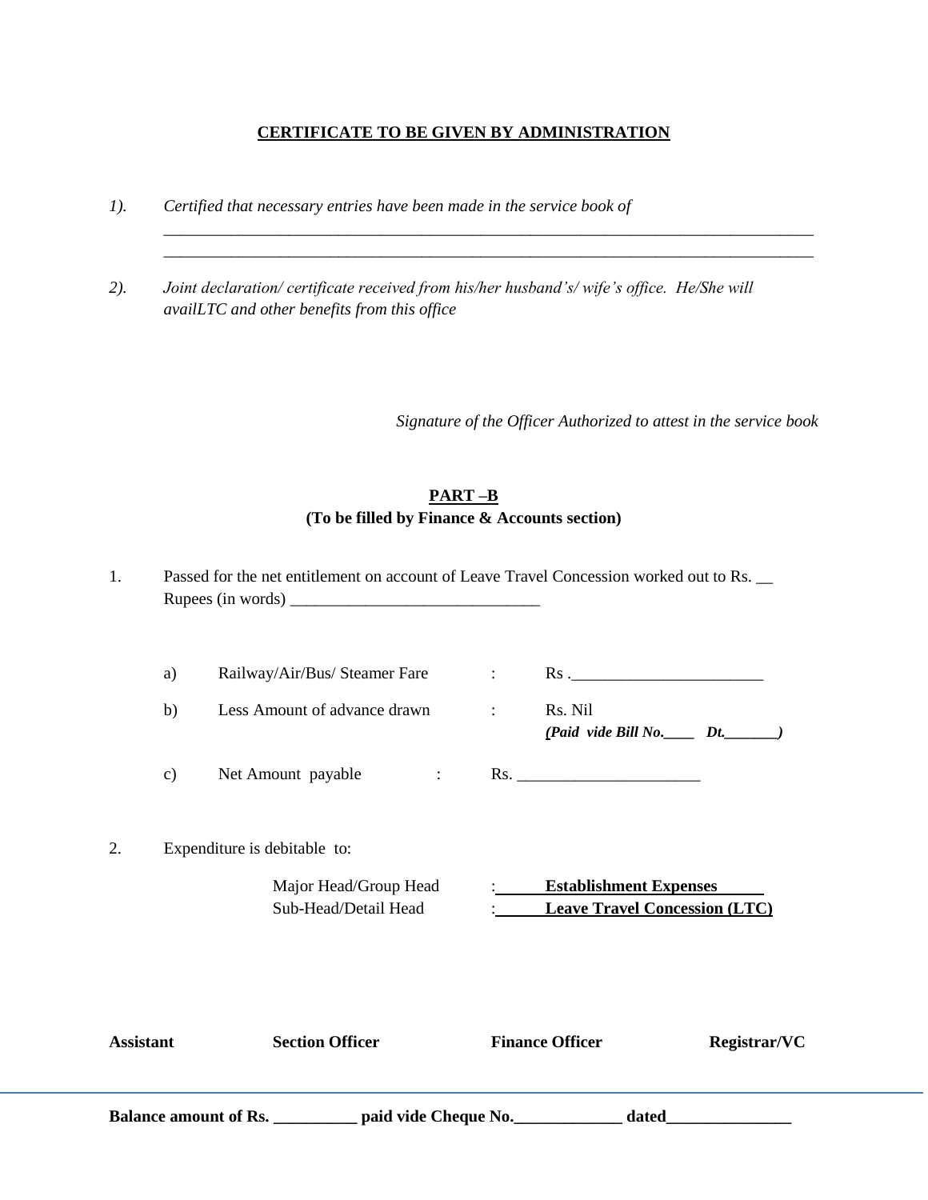**CERTIFICATE TO BE GIVEN BY ADMINISTRATION**

*1). Certified that necessary entries have been made in the service book of*

_______________________________________________________________________________

_______________________________________________________________________________

*2). Joint declaration/ certificate received from his/her husband's/ wife's office. He/She will availLTC and other benefits from this office*

*Signature of the Officer Authorized to attest in the service book*

**PART –B**

**(To be filled by Finance & Accounts section)**

1. Passed for the net entitlement on account of Leave Travel Concession worked out to Rs. __ Rupees (in words) ______________________________

| | | | |
|---|---|---|---|
| a) | Railway/Air/Bus/ Steamer Fare | : | Rs .________________________ |
| b) | Less Amount of advance drawn | : | Rs. Nil<br>***(Paid vide Bill No.____ Dt._______)*** |
| c) | Net Amount payable | : | Rs. ______________________ |

2. Expenditure is debitable to:

| | | |
|---|---|---|
| Major Head/Group Head | : | **Establishment Expenses** |
| Sub-Head/Detail Head | : | **Leave Travel Concession (LTC)** |

**Assistant** **Section Officer** **Finance Officer** **Registrar/VC**

**Balance amount of Rs. __________ paid vide Cheque No.____________ dated_______________**